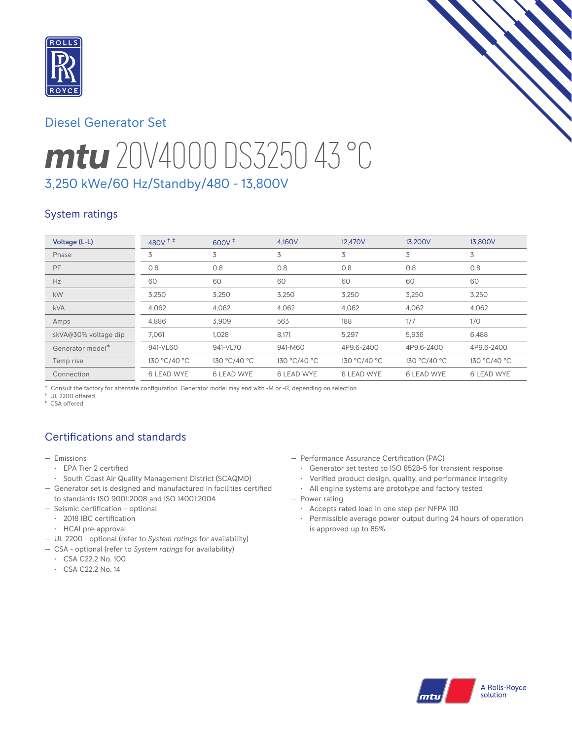## Diesel Generator Set

# *mtu* 20V4000 DS3250 43 °C

### 3,250 kWe/60 Hz/Standby/480 - 13,800V

## System ratings

| Voltage (L-L) | 480V †‡ | 600V ‡ | 4,160V | 12,470V | 13,200V | 13,800V |
|---|---|---|---|---|---|---|
| Phase | 3 | 3 | 3 | 3 | 3 | 3 |
| PF | 0.8 | 0.8 | 0.8 | 0.8 | 0.8 | 0.8 |
| Hz | 60 | 60 | 60 | 60 | 60 | 60 |
| kW | 3,250 | 3,250 | 3,250 | 3,250 | 3,250 | 3,250 |
| kVA | 4,062 | 4,062 | 4,062 | 4,062 | 4,062 | 4,062 |
| Amps | 4,886 | 3,909 | 563 | 188 | 177 | 170 |
| skVA@30% voltage dip | 7,061 | 1,028 | 8,171 | 5,297 | 5,936 | 6,488 |
| Generator model* | 941-VL60 | 941-VL70 | 941-M60 | 4P9.6-2400 | 4P9.6-2400 | 4P9.6-2400 |
| Temp rise | 130 °C/40 °C | 130 °C/40 °C | 130 °C/40 °C | 130 °C/40 °C | 130 °C/40 °C | 130 °C/40 °C |
| Connection | 6 LEAD WYE | 6 LEAD WYE | 6 LEAD WYE | 6 LEAD WYE | 6 LEAD WYE | 6 LEAD WYE |

\* Consult the factory for alternate configuration. Generator model may end with -M or -R, depending on selection.
† UL 2200 offered
‡ CSA offered

## Certifications and standards

- Emissions
  - EPA Tier 2 certified
  - South Coast Air Quality Management District (SCAQMD)
- Generator set is designed and manufactured in facilities certified to standards ISO 9001:2008 and ISO 14001:2004
- Seismic certification – optional
  - 2018 IBC certification
  - HCAI pre-approval
- UL 2200 - optional (refer to *System ratings* for availability)
- CSA - optional (refer to *System ratings* for availability)
  - CSA C22.2 No. 100
  - CSA C22.2 No. 14
- Performance Assurance Certification (PAC)
  - Generator set tested to ISO 8528-5 for transient response
  - Verified product design, quality, and performance integrity
  - All engine systems are prototype and factory tested
- Power rating
  - Accepts rated load in one step per NFPA 110
  - Permissible average power output during 24 hours of operation is approved up to 85%.

A Rolls-Royce solution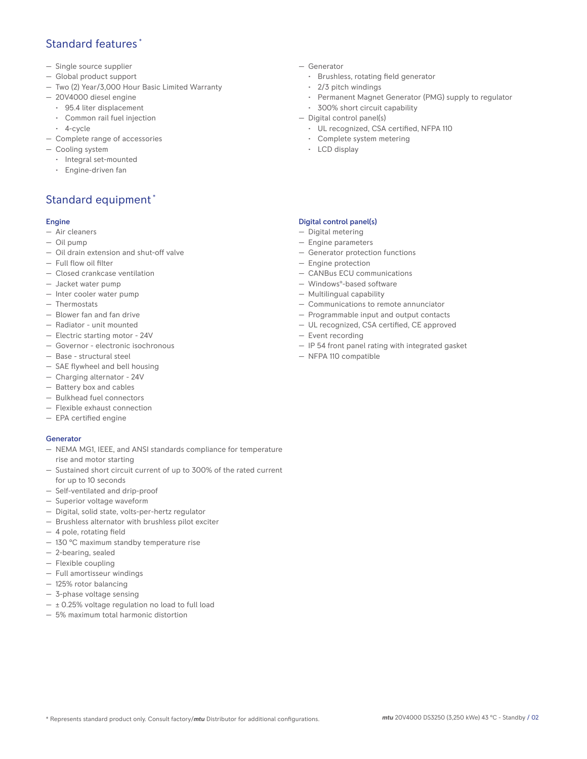## Standard features *

- Single source supplier
- Global product support
- Two (2) Year/3,000 Hour Basic Limited Warranty
- 20V4000 diesel engine
  - 95.4 liter displacement
  - Common rail fuel injection
  - 4-cycle
- Complete range of accessories
- Cooling system
  - Integral set-mounted
  - Engine-driven fan
- Generator
  - Brushless, rotating field generator
  - 2/3 pitch windings
  - Permanent Magnet Generator (PMG) supply to regulator
  - 300% short circuit capability
- Digital control panel(s)
  - UL recognized, CSA certified, NFPA 110
  - Complete system metering
  - LCD display

## Standard equipment *

### Engine

- Air cleaners
- Oil pump
- Oil drain extension and shut-off valve
- Full flow oil filter
- Closed crankcase ventilation
- Jacket water pump
- Inter cooler water pump
- Thermostats
- Blower fan and fan drive
- Radiator - unit mounted
- Electric starting motor - 24V
- Governor - electronic isochronous
- Base - structural steel
- SAE flywheel and bell housing
- Charging alternator - 24V
- Battery box and cables
- Bulkhead fuel connectors
- Flexible exhaust connection
- EPA certified engine

### Generator

- NEMA MG1, IEEE, and ANSI standards compliance for temperature rise and motor starting
- Sustained short circuit current of up to 300% of the rated current for up to 10 seconds
- Self-ventilated and drip-proof
- Superior voltage waveform
- Digital, solid state, volts-per-hertz regulator
- Brushless alternator with brushless pilot exciter
- 4 pole, rotating field
- 130 °C maximum standby temperature rise
- 2-bearing, sealed
- Flexible coupling
- Full amortisseur windings
- 125% rotor balancing
- 3-phase voltage sensing
- ± 0.25% voltage regulation no load to full load
- 5% maximum total harmonic distortion

### Digital control panel(s)

- Digital metering
- Engine parameters
- Generator protection functions
- Engine protection
- CANBus ECU communications
- Windows®-based software
- Multilingual capability
- Communications to remote annunciator
- Programmable input and output contacts
- UL recognized, CSA certified, CE approved
- Event recording
- IP 54 front panel rating with integrated gasket
- NFPA 110 compatible

* Represents standard product only. Consult factory/*mtu* Distributor for additional configurations.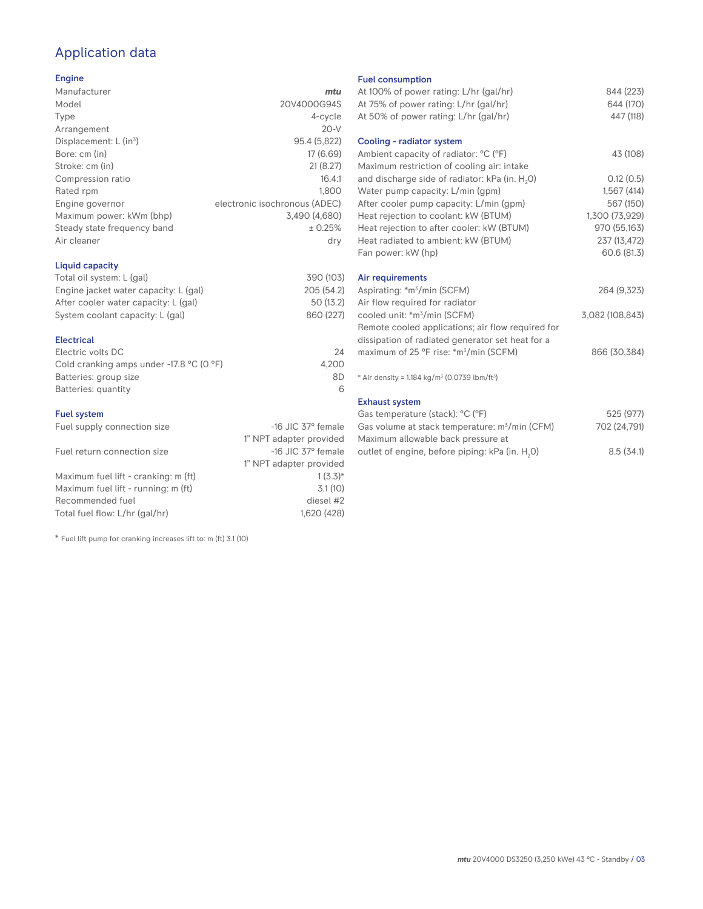## Application data

### Engine

| | |
|---|---|
| Manufacturer | *mtu* |
| Model | 20V4000G94S |
| Type | 4-cycle |
| Arrangement | 20-V |
| Displacement: L ($in^3$) | 95.4 (5,822) |
| Bore: cm (in) | 17 (6.69) |
| Stroke: cm (in) | 21 (8.27) |
| Compression ratio | 16.4:1 |
| Rated rpm | 1,800 |
| Engine governor | electronic isochronous (ADEC) |
| Maximum power: kWm (bhp) | 3,490 (4,680) |
| Steady state frequency band | ± 0.25% |
| Air cleaner | dry |

### Liquid capacity

| | |
|---|---|
| Total oil system: L (gal) | 390 (103) |
| Engine jacket water capacity: L (gal) | 205 (54.2) |
| After cooler water capacity: L (gal) | 50 (13.2) |
| System coolant capacity: L (gal) | 860 (227) |

### Electrical

| | |
|---|---|
| Electric volts DC | 24 |
| Cold cranking amps under -17.8 °C (0 °F) | 4,200 |
| Batteries: group size | 8D |
| Batteries: quantity | 6 |

### Fuel system

| | |
|---|---|
| Fuel supply connection size | -16 JIC 37° female 1" NPT adapter provided |
| Fuel return connection size | -16 JIC 37° female 1" NPT adapter provided |
| Maximum fuel lift - cranking: m (ft) | 1 (3.3)* |
| Maximum fuel lift - running: m (ft) | 3.1 (10) |
| Recommended fuel | diesel #2 |
| Total fuel flow: L/hr (gal/hr) | 1,620 (428) |

* Fuel lift pump for cranking increases lift to: m (ft) 3.1 (10)

### Fuel consumption

| | |
|---|---|
| At 100% of power rating: L/hr (gal/hr) | 844 (223) |
| At 75% of power rating: L/hr (gal/hr) | 644 (170) |
| At 50% of power rating: L/hr (gal/hr) | 447 (118) |

### Cooling - radiator system

| | |
|---|---|
| Ambient capacity of radiator: °C (°F) | 43 (108) |
| Maximum restriction of cooling air: intake and discharge side of radiator: kPa (in. $H_2O$) | 0.12 (0.5) |
| Water pump capacity: L/min (gpm) | 1,567 (414) |
| After cooler pump capacity: L/min (gpm) | 567 (150) |
| Heat rejection to coolant: kW (BTUM) | 1,300 (73,929) |
| Heat rejection to after cooler: kW (BTUM) | 970 (55,163) |
| Heat radiated to ambient: kW (BTUM) | 237 (13,472) |
| Fan power: kW (hp) | 60.6 (81.3) |

### Air requirements

| | |
|---|---|
| Aspirating: *$m^3$/min (SCFM) | 264 (9,323) |
| Air flow required for radiator cooled unit: *$m^3$/min (SCFM) | 3,082 (108,843) |
| Remote cooled applications; air flow required for dissipation of radiated generator set heat for a maximum of 25 °F rise: *$m^3$/min (SCFM) | 866 (30,384) |

* Air density = 1.184 kg/$m^3$ (0.0739 lbm/$ft^3$)

### Exhaust system

| | |
|---|---|
| Gas temperature (stack): °C (°F) | 525 (977) |
| Gas volume at stack temperature: $m^3$/min (CFM) | 702 (24,791) |
| Maximum allowable back pressure at outlet of engine, before piping: kPa (in. $H_2O$) | 8.5 (34.1) |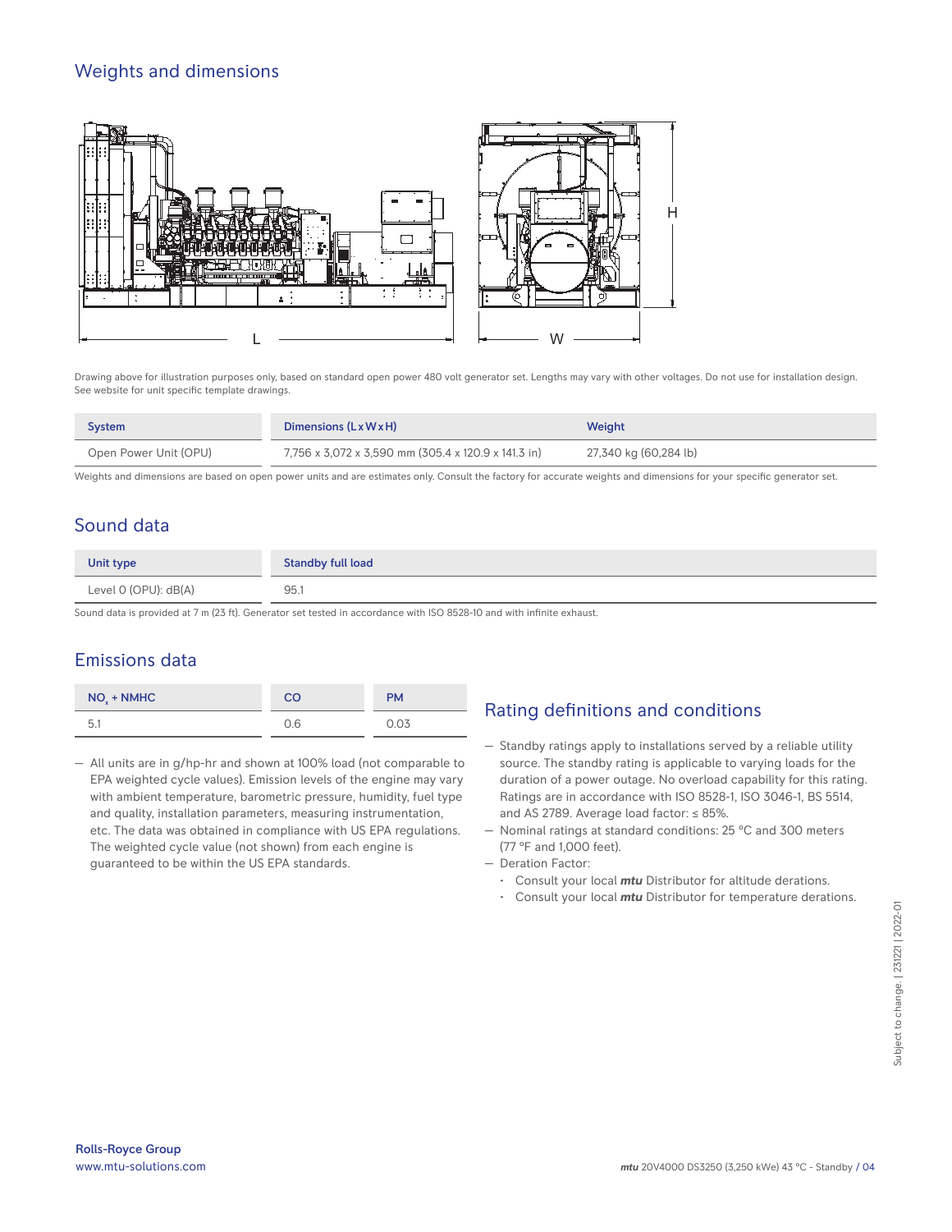## Weights and dimensions

L

W

H

Drawing above for illustration purposes only, based on standard open power 480 volt generator set. Lengths may vary with other voltages. Do not use for installation design. See website for unit specific template drawings.

| System | Dimensions (L x W x H) | Weight |
|---|---|---|
| Open Power Unit (OPU) | 7,756 x 3,072 x 3,590 mm (305.4 x 120.9 x 141.3 in) | 27,340 kg (60,284 lb) |

Weights and dimensions are based on open power units and are estimates only. Consult the factory for accurate weights and dimensions for your specific generator set.

## Sound data

| Unit type | Standby full load |
|---|---|
| Level 0 (OPU): dB(A) | 95.1 |

Sound data is provided at 7 m (23 ft). Generator set tested in accordance with ISO 8528-10 and with infinite exhaust.

## Emissions data

| $NO_x$ + NMHC | CO | PM |
|---|---|---|
| 5.1 | 0.6 | 0.03 |

- All units are in g/hp-hr and shown at 100% load (not comparable to EPA weighted cycle values). Emission levels of the engine may vary with ambient temperature, barometric pressure, humidity, fuel type and quality, installation parameters, measuring instrumentation, etc. The data was obtained in compliance with US EPA regulations. The weighted cycle value (not shown) from each engine is guaranteed to be within the US EPA standards.

## Rating definitions and conditions

- Standby ratings apply to installations served by a reliable utility source. The standby rating is applicable to varying loads for the duration of a power outage. No overload capability for this rating. Ratings are in accordance with ISO 8528-1, ISO 3046-1, BS 5514, and AS 2789. Average load factor: ≤ 85%.
- Nominal ratings at standard conditions: 25 °C and 300 meters (77 °F and 1,000 feet).
- Deration Factor:
  - Consult your local ***mtu*** Distributor for altitude derations.
  - Consult your local ***mtu*** Distributor for temperature derations.

Subject to change. | 231221 | 2022-01

Rolls-Royce Group
www.mtu-solutions.com